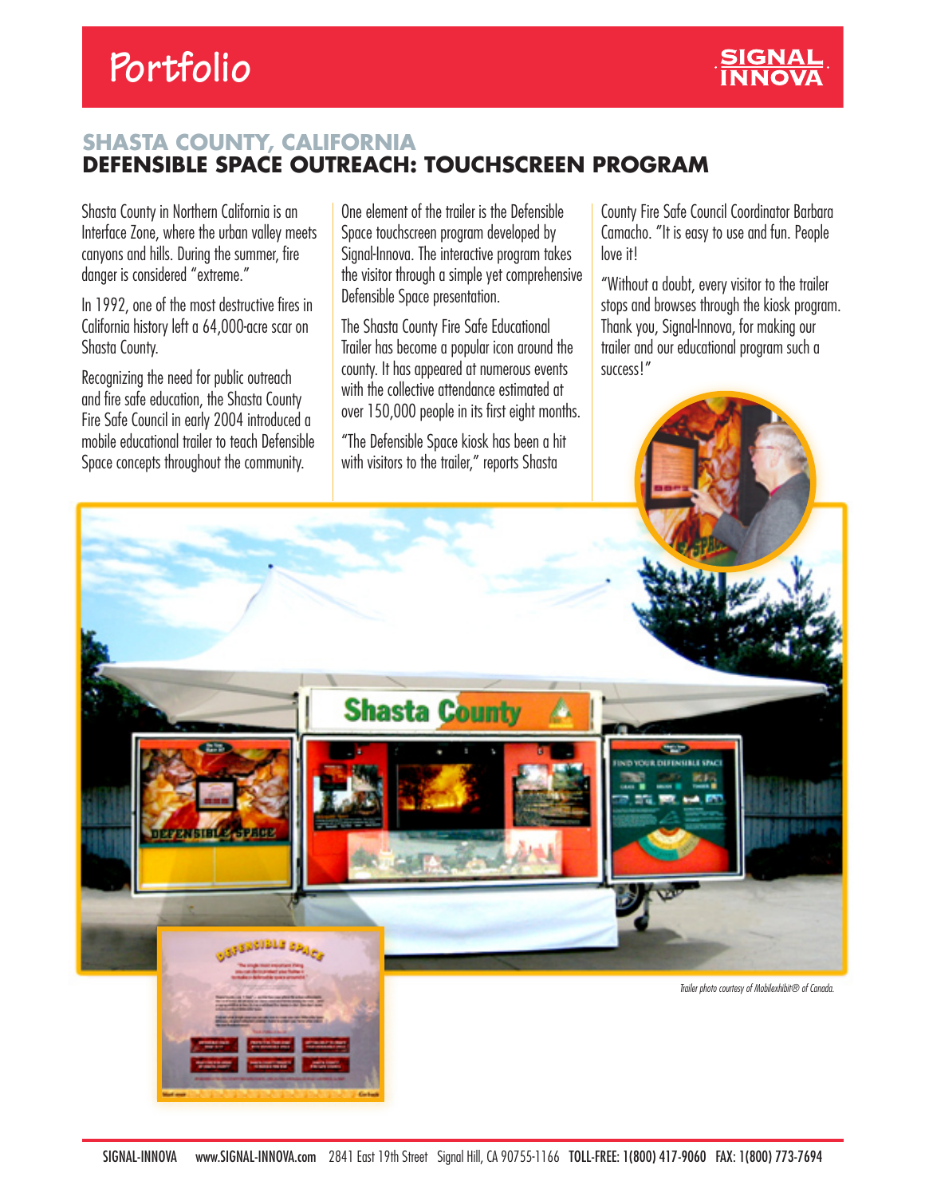# Portfolio

SIGNAL INNOVA

## SHASTA COUNTY, CALIFORNIA

## DEFENSIBLE SPACE OUTREACH: TOUCHSCREEN PROGRAM

Shasta County in Northern California is an Interface Zone, where the urban valley meets canyons and hills. During the summer, fire danger is considered "extreme."

In 1992, one of the most destructive fires in California history left a 64,000-acre scar on Shasta County.

Recognizing the need for public outreach and fire safe education, the Shasta County Fire Safe Council in early 2004 introduced a mobile educational trailer to teach Defensible Space concepts throughout the community.

One element of the trailer is the Defensible Space touchscreen program developed by Signal-Innova. The interactive program takes the visitor through a simple yet comprehensive Defensible Space presentation.

The Shasta County Fire Safe Educational Trailer has become a popular icon around the county. It has appeared at numerous events with the collective attendance estimated at over 150,000 people in its first eight months.

"The Defensible Space kiosk has been a hit with visitors to the trailer," reports Shasta County Fire Safe Council Coordinator Barbara Camacho. "It is easy to use and fun. People love it!

"Without a doubt, every visitor to the trailer stops and browses through the kiosk program. Thank you, Signal-Innova, for making our trailer and our educational program such a success!"

*Trailer photo courtesy of Mobilexhibit® of Canada.*

SIGNAL-INNOVA www.SIGNAL-INNOVA.com 2841 East 19th Street Signal Hill, CA 90755-1166 TOLL-FREE: 1(800) 417-9060 FAX: 1(800) 773-7694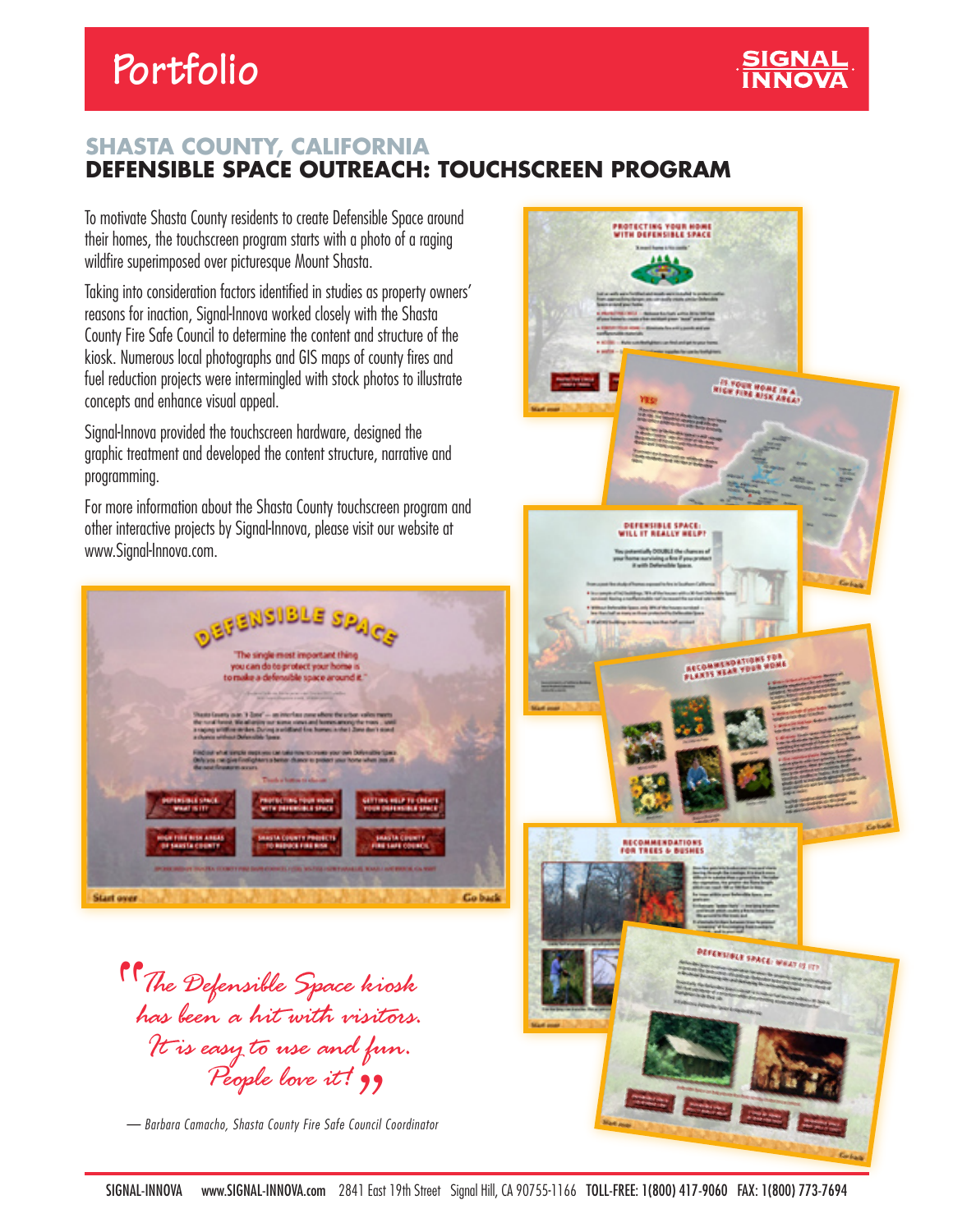# Portfolio

SIGNAL INNOVA

## SHASTA COUNTY, CALIFORNIA
## DEFENSIBLE SPACE OUTREACH: TOUCHSCREEN PROGRAM

To motivate Shasta County residents to create Defensible Space around their homes, the touchscreen program starts with a photo of a raging wildfire superimposed over picturesque Mount Shasta.

Taking into consideration factors identified in studies as property owners' reasons for inaction, Signal-Innova worked closely with the Shasta County Fire Safe Council to determine the content and structure of the kiosk. Numerous local photographs and GIS maps of county fires and fuel reduction projects were intermingled with stock photos to illustrate concepts and enhance visual appeal.

Signal-Innova provided the touchscreen hardware, designed the graphic treatment and developed the content structure, narrative and programming.

For more information about the Shasta County touchscreen program and other interactive projects by Signal-Innova, please visit our website at www.Signal-Innova.com.

*"The Defensible Space kiosk has been a hit with visitors. It is easy to use and fun. People love it!"*

*— Barbara Camacho, Shasta County Fire Safe Council Coordinator*

SIGNAL-INNOVA www.SIGNAL-INNOVA.com 2841 East 19th Street Signal Hill, CA 90755-1166 TOLL-FREE: 1(800) 417-9060 FAX: 1(800) 773-7694